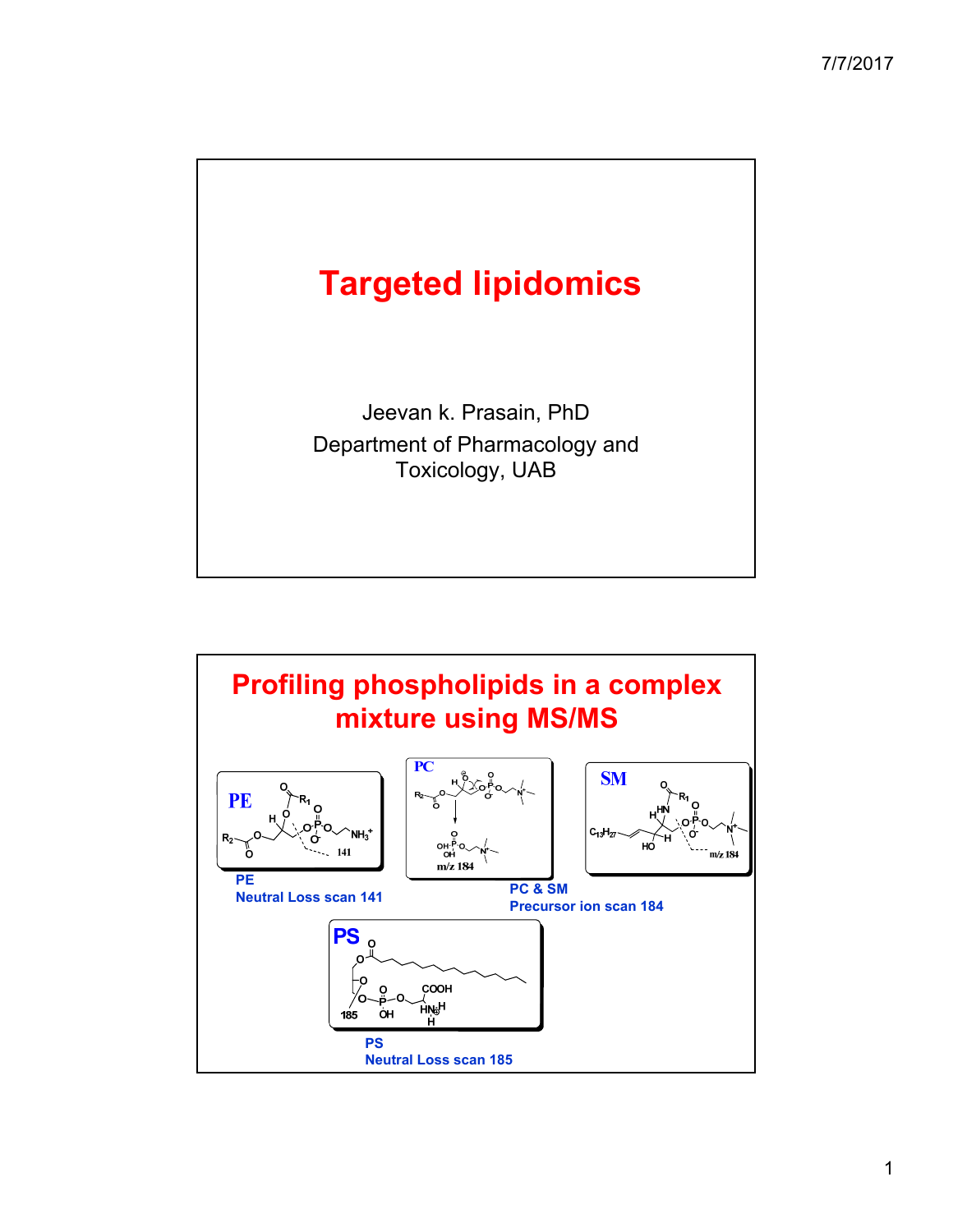# Targeted lipidomics

Jeevan k. Prasain, PhD

Department of Pharmacology and Toxicology, UAB

## Profiling phospholipids in a complex mixture using MS/MS

PE

Neutral Loss scan 141

PC & SM

Precursor ion scan 184

PS

Neutral Loss scan 185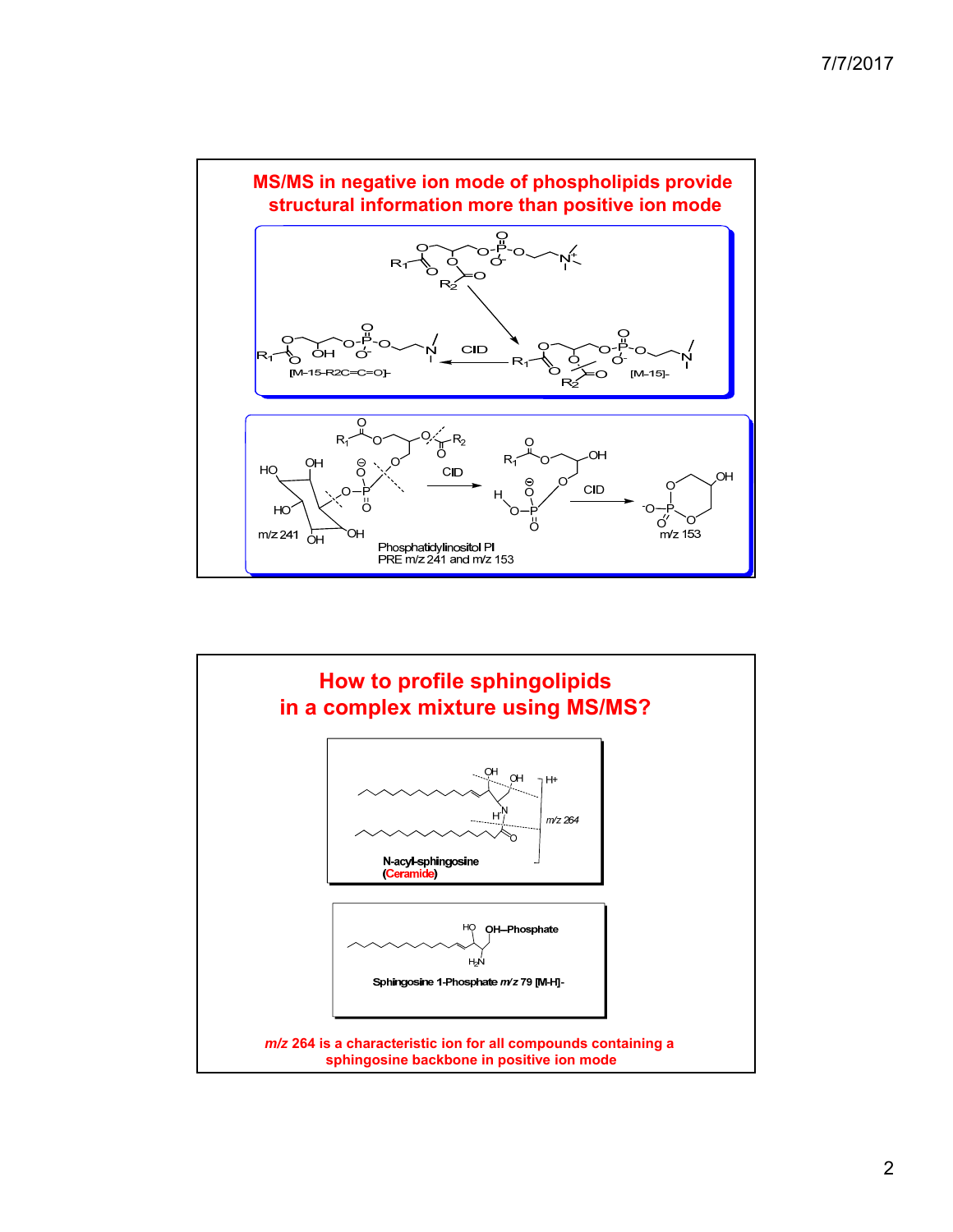## MS/MS in negative ion mode of phospholipids provide structural information more than positive ion mode

CID

[M-15]-

[M-15-R2C=C=O]-

CID

CID

m/z 241

m/z 153

Phosphatidylinositol PI
PRE m/z 241 and m/z 153

## How to profile sphingolipids in a complex mixture using MS/MS?

H+

m/z 264

N-acyl-sphingosine
(Ceramide)

OH–Phosphate

Sphingosine 1-Phosphate m/z 79 [M-H]-

*m/z* 264 is a characteristic ion for all compounds containing a sphingosine backbone in positive ion mode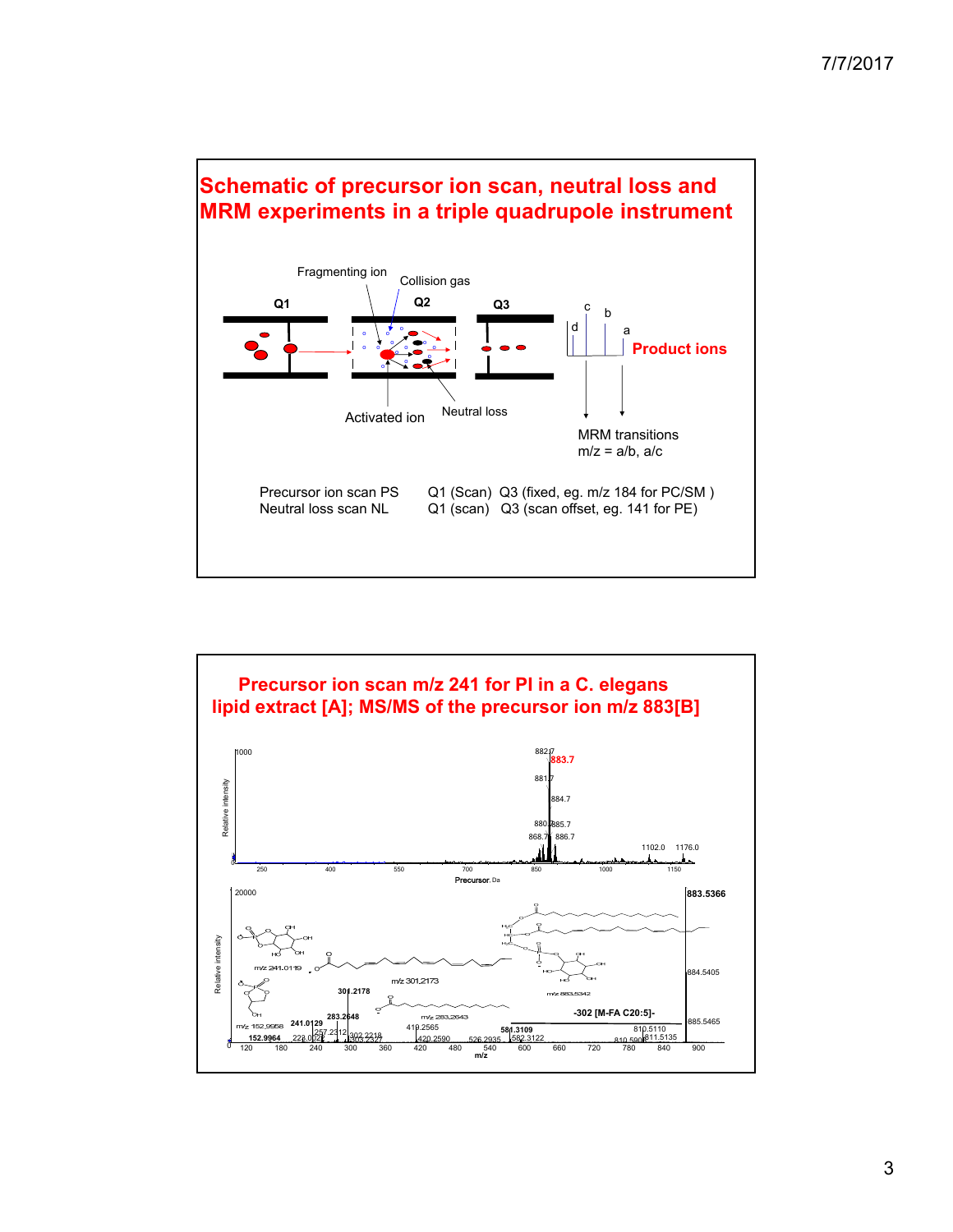## Schematic of precursor ion scan, neutral loss and MRM experiments in a triple quadrupole instrument

Fragmenting ion

Collision gas

Q1 Q2 Q3

Activated ion

Neutral loss

Product ions

MRM transitions
m/z = a/b, a/c

| | |
|---|---|
| Precursor ion scan PS | Q1 (Scan) Q3 (fixed, eg. m/z 184 for PC/SM ) |
| Neutral loss scan NL | Q1 (scan) Q3 (scan offset, eg. 141 for PE) |

## Precursor ion scan m/z 241 for PI in a C. elegans lipid extract [A]; MS/MS of the precursor ion m/z 883[B]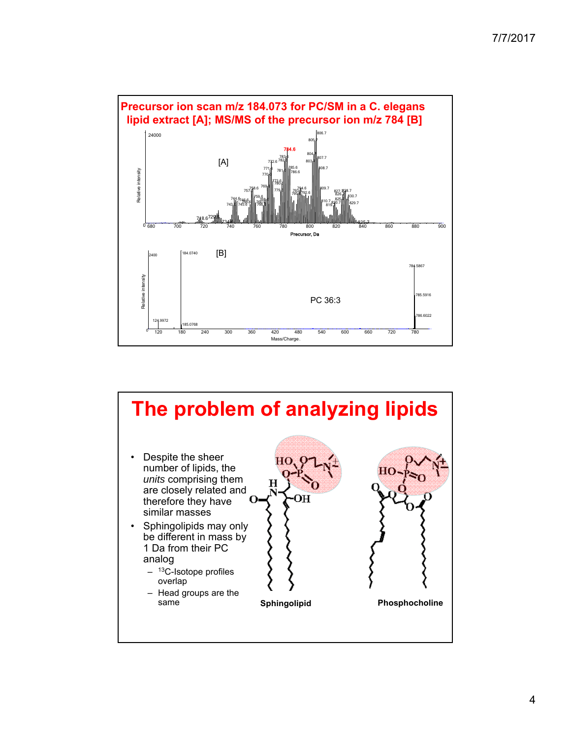## Precursor ion scan m/z 184.073 for PC/SM in a C. elegans lipid extract [A]; MS/MS of the precursor ion m/z 784 [B]

# The problem of analyzing lipids

- Despite the sheer number of lipids, the *units* comprising them are closely related and therefore they have similar masses
- Sphingolipids may only be different in mass by 1 Da from their PC analog
  - $^{13}C$-Isotope profiles overlap
  - Head groups are the same

Sphingolipid

Phosphocholine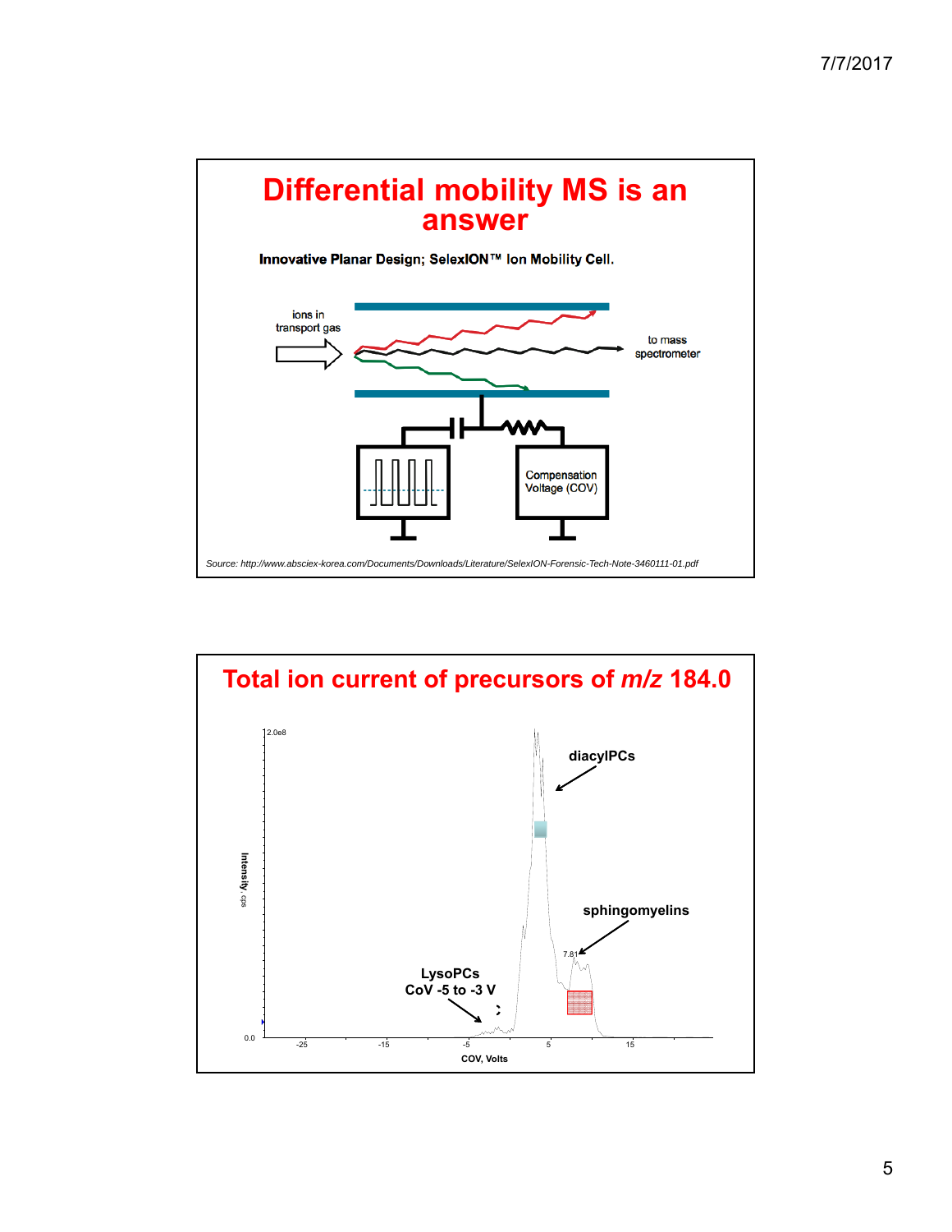# Differential mobility MS is an answer

**Innovative Planar Design; SelexION™ Ion Mobility Cell.**

ions in transport gas

to mass spectrometer

Compensation Voltage (COV)

*Source: http://www.absciex-korea.com/Documents/Downloads/Literature/SelexION-Forensic-Tech-Note-3460111-01.pdf*

# Total ion current of precursors of *m/z* 184.0

2.0e8

diacylPCs

sphingomyelins

7.81

LysoPCs
CoV -5 to -3 V

Intensity, cps

0.0

-25 -15 -5 5 15

COV, Volts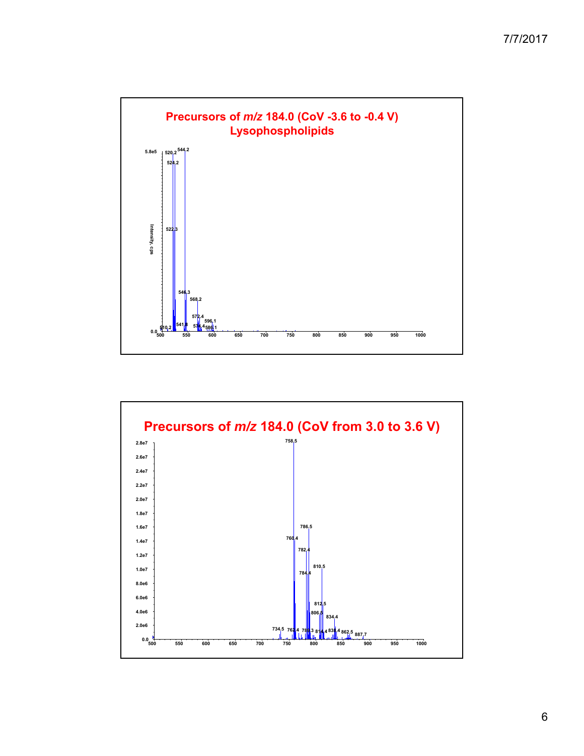## Precursors of *m/z* 184.0 (CoV -3.6 to -0.4 V) Lysophospholipids

Intensity, cps

5.8e5

0.0

520.2, 544.2, 524.2, 522.3, 546.3, 568.2, 572.4, 596.1, 541.8, 510.2, 574.4, 586.1

500, 550, 600, 650, 700, 750, 800, 850, 900, 950, 1000

## Precursors of *m/z* 184.0 (CoV from 3.0 to 3.6 V)

2.8e7, 2.6e7, 2.4e7, 2.2e7, 2.0e7, 1.8e7, 1.6e7, 1.4e7, 1.2e7, 1.0e7, 8.0e6, 6.0e6, 4.0e6, 2.0e6, 0.0

758.5, 786.5, 760.4, 782.4, 810.5, 784.4, 812.5, 806.5, 834.4, 734.5, 762.4, 788.3, 814.4, 838.4, 862.5, 887.7

500, 550, 600, 650, 700, 750, 800, 850, 900, 950, 1000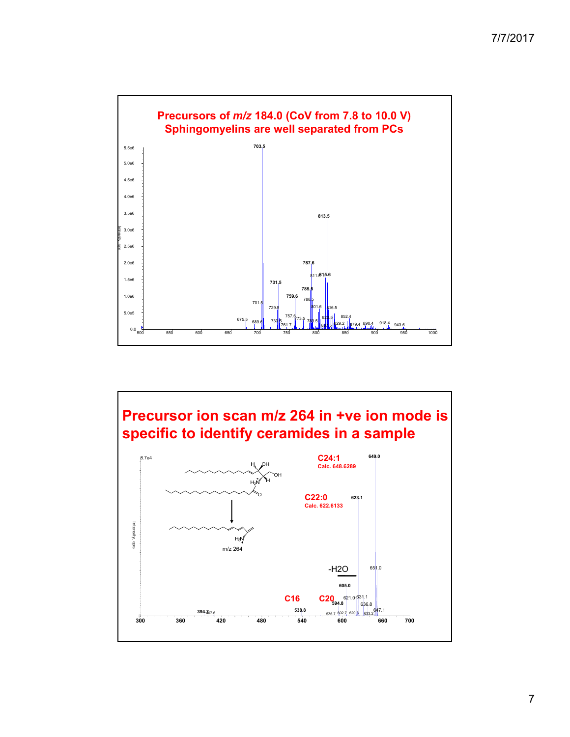## Precursors of *m/z* 184.0 (CoV from 7.8 to 10.0 V) Sphingomyelins are well separated from PCs

## Precursor ion scan m/z 264 in +ve ion mode is specific to identify ceramides in a sample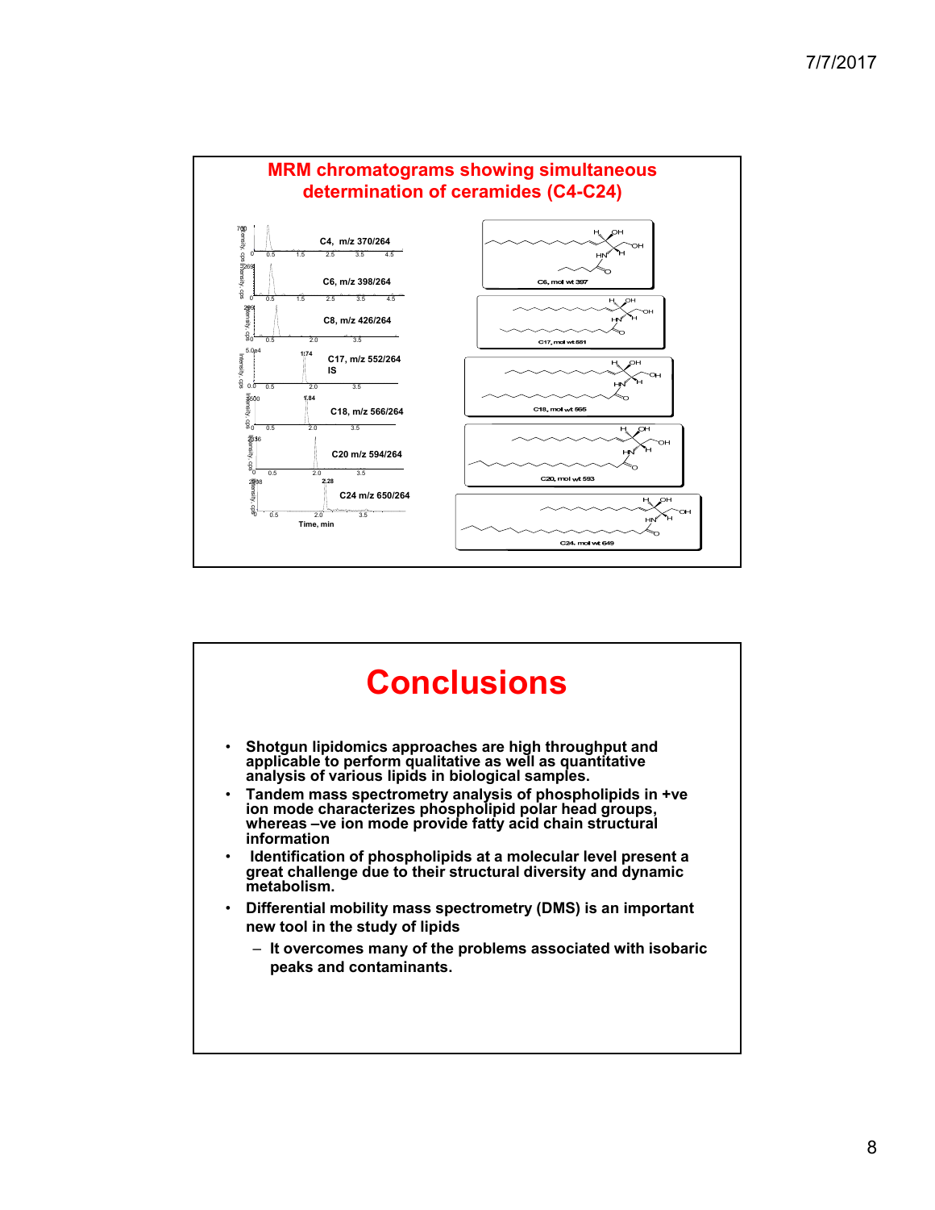## MRM chromatograms showing simultaneous determination of ceramides (C4-C24)

C4, m/z 370/264

C6, m/z 398/264

C8, m/z 426/264

C17, m/z 552/264
IS

C18, m/z 566/264

C20 m/z 594/264

C24 m/z 650/264

Time, min

C6, mol wt 397

C17, mol wt 551

C18, mol wt 565

C20, mol wt 593

C24, mol wt 649

# Conclusions

- Shotgun lipidomics approaches are high throughput and applicable to perform qualitative as well as quantitative analysis of various lipids in biological samples.
- Tandem mass spectrometry analysis of phospholipids in +ve ion mode characterizes phospholipid polar head groups, whereas –ve ion mode provide fatty acid chain structural information
- Identification of phospholipids at a molecular level present a great challenge due to their structural diversity and dynamic metabolism.
- Differential mobility mass spectrometry (DMS) is an important new tool in the study of lipids
  - It overcomes many of the problems associated with isobaric peaks and contaminants.